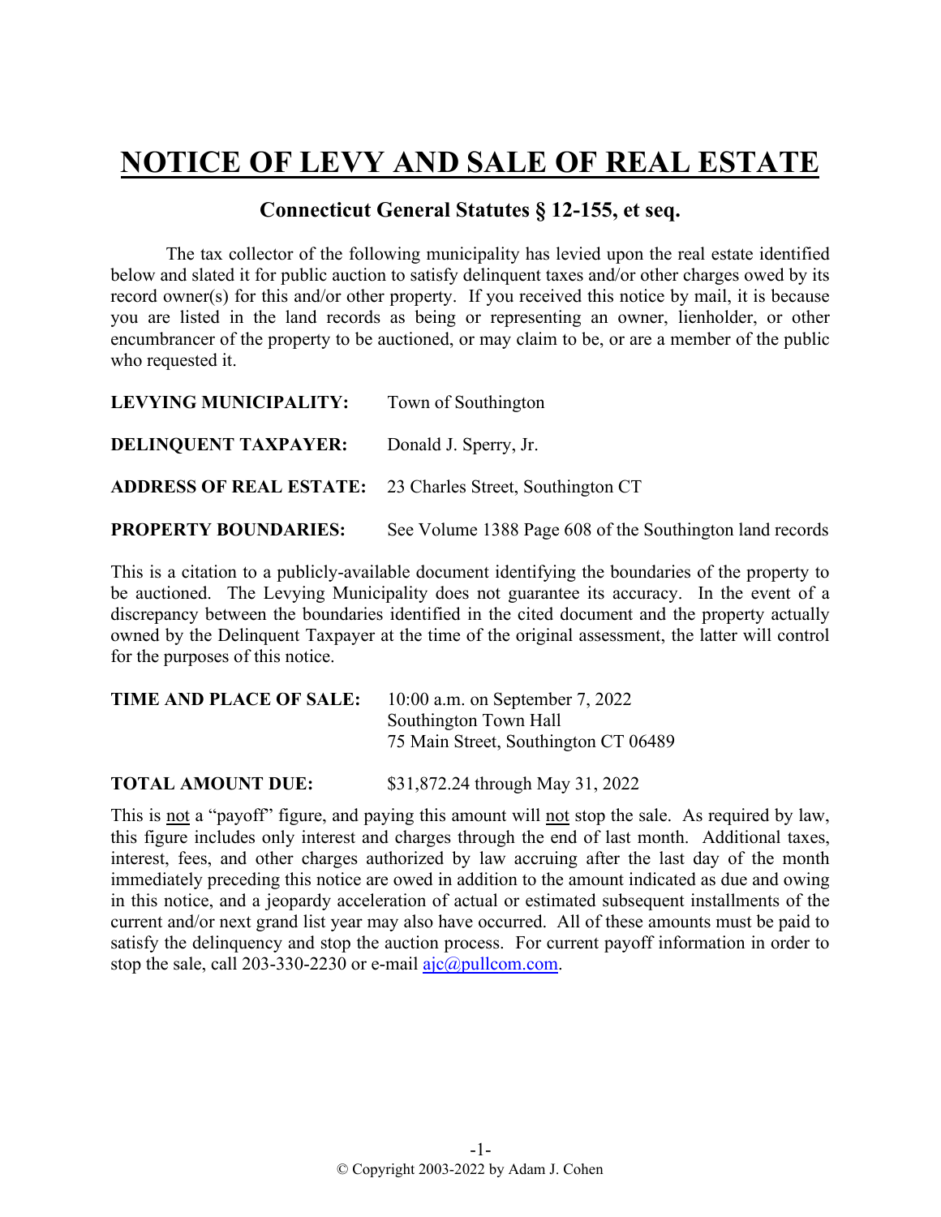# NOTICE OF LEVY AND SALE OF REAL ESTATE

## Connecticut General Statutes § 12-155, et seq.

The tax collector of the following municipality has levied upon the real estate identified below and slated it for public auction to satisfy delinquent taxes and/or other charges owed by its record owner(s) for this and/or other property. If you received this notice by mail, it is because you are listed in the land records as being or representing an owner, lienholder, or other encumbrancer of the property to be auctioned, or may claim to be, or are a member of the public who requested it.

**LEVYING MUNICIPALITY:** Town of Southington

**DELINQUENT TAXPAYER:** Donald J. Sperry, Jr.

**ADDRESS OF REAL ESTATE:** 23 Charles Street, Southington CT

**PROPERTY BOUNDARIES:** See Volume 1388 Page 608 of the Southington land records

This is a citation to a publicly-available document identifying the boundaries of the property to be auctioned. The Levying Municipality does not guarantee its accuracy. In the event of a discrepancy between the boundaries identified in the cited document and the property actually owned by the Delinquent Taxpayer at the time of the original assessment, the latter will control for the purposes of this notice.

**TIME AND PLACE OF SALE:** 10:00 a.m. on September 7, 2022
Southington Town Hall
75 Main Street, Southington CT 06489

**TOTAL AMOUNT DUE:** $31,872.24 through May 31, 2022

This is not a "payoff" figure, and paying this amount will not stop the sale. As required by law, this figure includes only interest and charges through the end of last month. Additional taxes, interest, fees, and other charges authorized by law accruing after the last day of the month immediately preceding this notice are owed in addition to the amount indicated as due and owing in this notice, and a jeopardy acceleration of actual or estimated subsequent installments of the current and/or next grand list year may also have occurred. All of these amounts must be paid to satisfy the delinquency and stop the auction process. For current payoff information in order to stop the sale, call 203-330-2230 or e-mail ajc@pullcom.com.

© Copyright 2003-2022 by Adam J. Cohen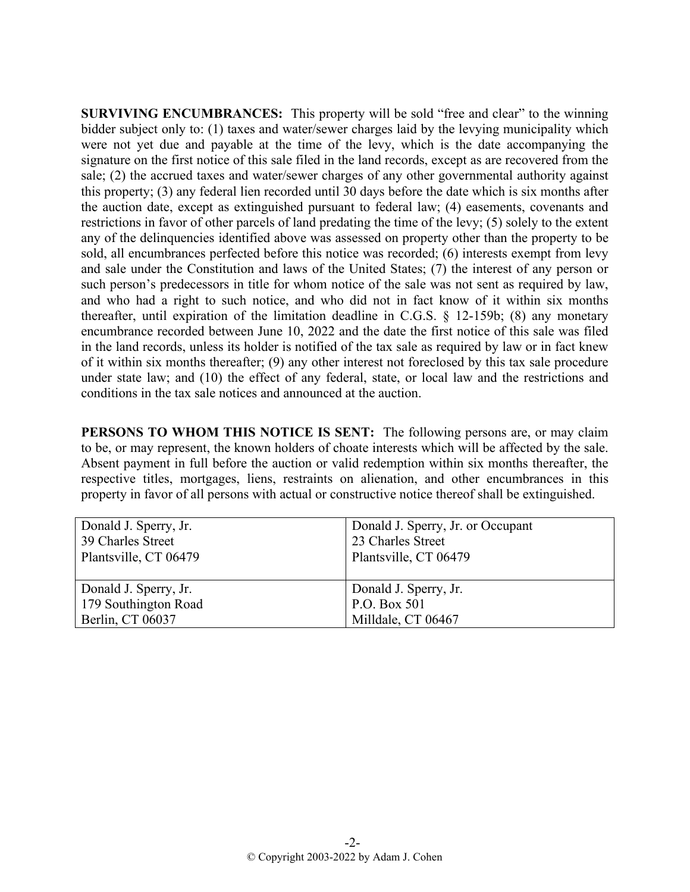**SURVIVING ENCUMBRANCES:** This property will be sold "free and clear" to the winning bidder subject only to: (1) taxes and water/sewer charges laid by the levying municipality which were not yet due and payable at the time of the levy, which is the date accompanying the signature on the first notice of this sale filed in the land records, except as are recovered from the sale; (2) the accrued taxes and water/sewer charges of any other governmental authority against this property; (3) any federal lien recorded until 30 days before the date which is six months after the auction date, except as extinguished pursuant to federal law; (4) easements, covenants and restrictions in favor of other parcels of land predating the time of the levy; (5) solely to the extent any of the delinquencies identified above was assessed on property other than the property to be sold, all encumbrances perfected before this notice was recorded; (6) interests exempt from levy and sale under the Constitution and laws of the United States; (7) the interest of any person or such person's predecessors in title for whom notice of the sale was not sent as required by law, and who had a right to such notice, and who did not in fact know of it within six months thereafter, until expiration of the limitation deadline in C.G.S. § 12-159b; (8) any monetary encumbrance recorded between June 10, 2022 and the date the first notice of this sale was filed in the land records, unless its holder is notified of the tax sale as required by law or in fact knew of it within six months thereafter; (9) any other interest not foreclosed by this tax sale procedure under state law; and (10) the effect of any federal, state, or local law and the restrictions and conditions in the tax sale notices and announced at the auction.

**PERSONS TO WHOM THIS NOTICE IS SENT:** The following persons are, or may claim to be, or may represent, the known holders of choate interests which will be affected by the sale. Absent payment in full before the auction or valid redemption within six months thereafter, the respective titles, mortgages, liens, restraints on alienation, and other encumbrances in this property in favor of all persons with actual or constructive notice thereof shall be extinguished.

| | |
|---|---|
| Donald J. Sperry, Jr.<br>39 Charles Street<br>Plantsville, CT 06479 | Donald J. Sperry, Jr. or Occupant<br>23 Charles Street<br>Plantsville, CT 06479 |
| Donald J. Sperry, Jr.<br>179 Southington Road<br>Berlin, CT 06037 | Donald J. Sperry, Jr.<br>P.O. Box 501<br>Milldale, CT 06467 |

© Copyright 2003-2022 by Adam J. Cohen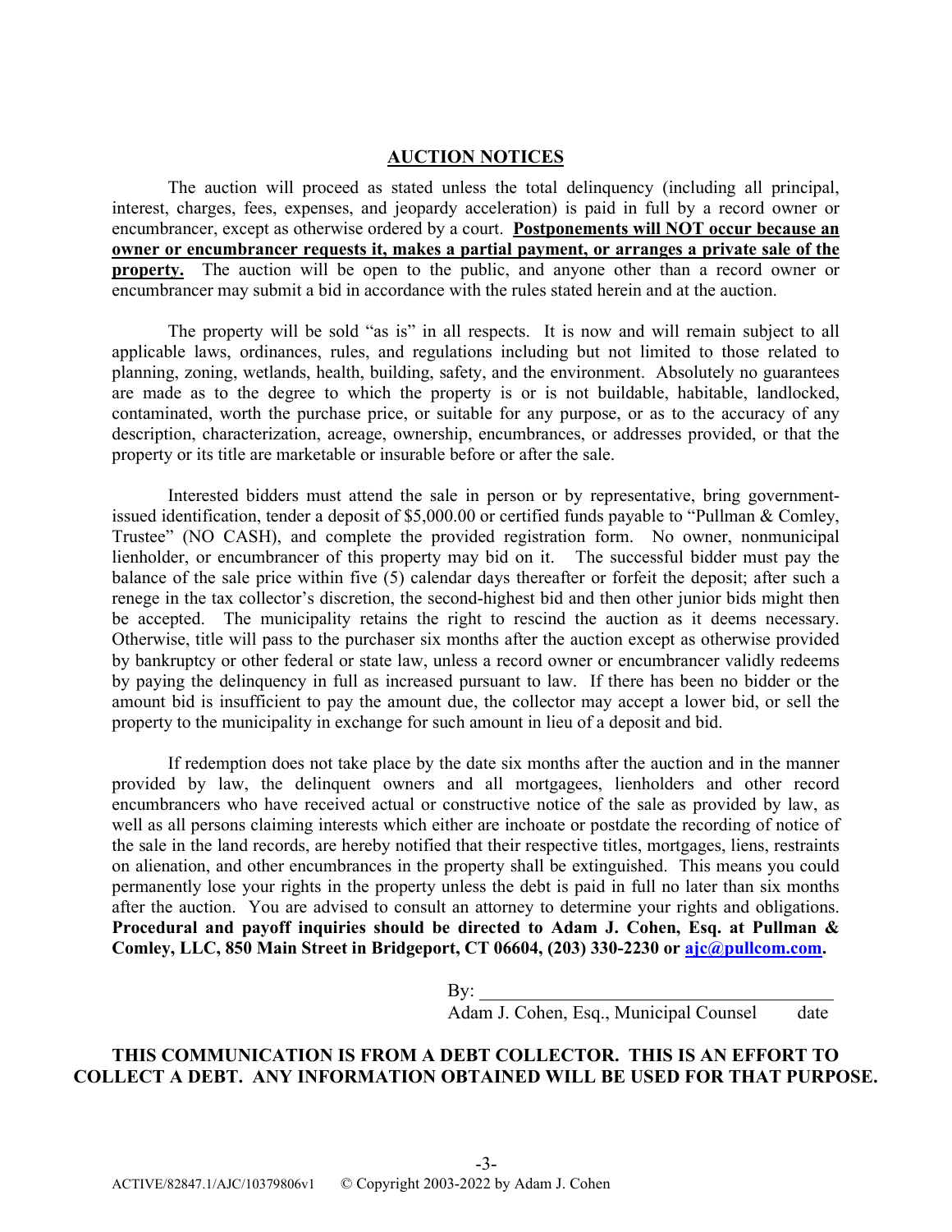## AUCTION NOTICES

The auction will proceed as stated unless the total delinquency (including all principal, interest, charges, fees, expenses, and jeopardy acceleration) is paid in full by a record owner or encumbrancer, except as otherwise ordered by a court. **Postponements will NOT occur because an owner or encumbrancer requests it, makes a partial payment, or arranges a private sale of the property.** The auction will be open to the public, and anyone other than a record owner or encumbrancer may submit a bid in accordance with the rules stated herein and at the auction.

The property will be sold "as is" in all respects. It is now and will remain subject to all applicable laws, ordinances, rules, and regulations including but not limited to those related to planning, zoning, wetlands, health, building, safety, and the environment. Absolutely no guarantees are made as to the degree to which the property is or is not buildable, habitable, landlocked, contaminated, worth the purchase price, or suitable for any purpose, or as to the accuracy of any description, characterization, acreage, ownership, encumbrances, or addresses provided, or that the property or its title are marketable or insurable before or after the sale.

Interested bidders must attend the sale in person or by representative, bring government-issued identification, tender a deposit of $5,000.00 or certified funds payable to "Pullman & Comley, Trustee" (NO CASH), and complete the provided registration form. No owner, nonmunicipal lienholder, or encumbrancer of this property may bid on it. The successful bidder must pay the balance of the sale price within five (5) calendar days thereafter or forfeit the deposit; after such a renege in the tax collector's discretion, the second-highest bid and then other junior bids might then be accepted. The municipality retains the right to rescind the auction as it deems necessary. Otherwise, title will pass to the purchaser six months after the auction except as otherwise provided by bankruptcy or other federal or state law, unless a record owner or encumbrancer validly redeems by paying the delinquency in full as increased pursuant to law. If there has been no bidder or the amount bid is insufficient to pay the amount due, the collector may accept a lower bid, or sell the property to the municipality in exchange for such amount in lieu of a deposit and bid.

If redemption does not take place by the date six months after the auction and in the manner provided by law, the delinquent owners and all mortgagees, lienholders and other record encumbrancers who have received actual or constructive notice of the sale as provided by law, as well as all persons claiming interests which either are inchoate or postdate the recording of notice of the sale in the land records, are hereby notified that their respective titles, mortgages, liens, restraints on alienation, and other encumbrances in the property shall be extinguished. This means you could permanently lose your rights in the property unless the debt is paid in full no later than six months after the auction. You are advised to consult an attorney to determine your rights and obligations. **Procedural and payoff inquiries should be directed to Adam J. Cohen, Esq. at Pullman & Comley, LLC, 850 Main Street in Bridgeport, CT 06604, (203) 330-2230 or ajc@pullcom.com.**

By: ____________________________________
Adam J. Cohen, Esq., Municipal Counsel date

**THIS COMMUNICATION IS FROM A DEBT COLLECTOR. THIS IS AN EFFORT TO COLLECT A DEBT. ANY INFORMATION OBTAINED WILL BE USED FOR THAT PURPOSE.**

ACTIVE/82847.1/AJC/10379806v1 © Copyright 2003-2022 by Adam J. Cohen